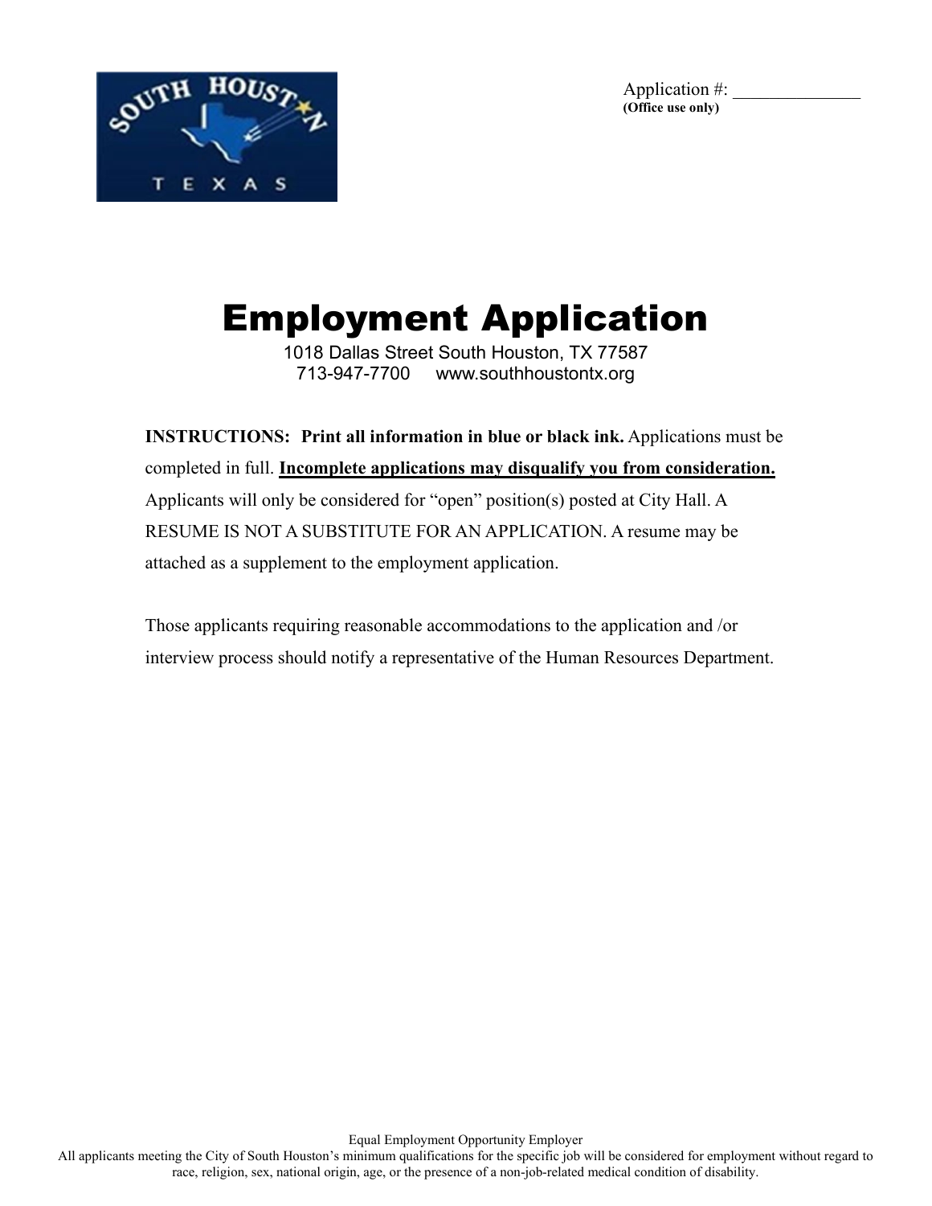Application #: ______________
**(Office use only)**

# Employment Application

1018 Dallas Street South Houston, TX 77587
713-947-7700     www.southhoustontx.org

**INSTRUCTIONS: Print all information in blue or black ink.** Applications must be completed in full. **Incomplete applications may disqualify you from consideration.** Applicants will only be considered for "open" position(s) posted at City Hall. A RESUME IS NOT A SUBSTITUTE FOR AN APPLICATION. A resume may be attached as a supplement to the employment application.

Those applicants requiring reasonable accommodations to the application and /or interview process should notify a representative of the Human Resources Department.

Equal Employment Opportunity Employer
All applicants meeting the City of South Houston's minimum qualifications for the specific job will be considered for employment without regard to race, religion, sex, national origin, age, or the presence of a non-job-related medical condition of disability.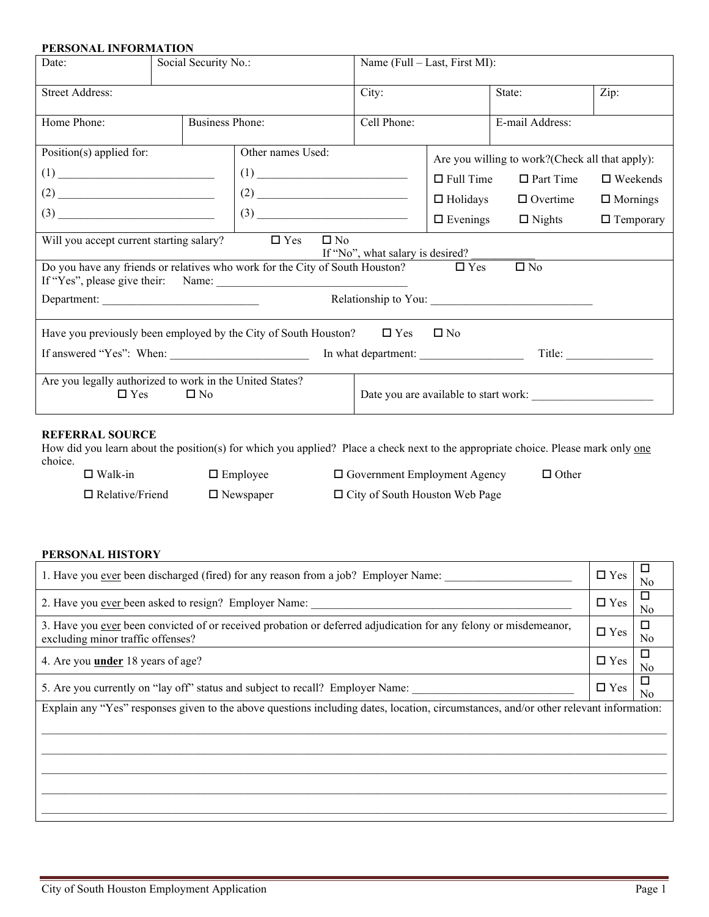## PERSONAL INFORMATION

| Date: | Social Security No.: | Name (Full – Last, First MI): | | |
|---|---|---|---|---|
| Street Address: | | City: | State: | Zip: |
| Home Phone: | Business Phone: | Cell Phone: | E-mail Address: | |

| Position(s) applied for: | Other names Used: | Are you willing to work?(Check all that apply): |
|---|---|---|
| (1) ___________________________ | (1) ___________________________ | ☐ Full Time ☐ Part Time ☐ Weekends |
| (2) ___________________________ | (2) ___________________________ | ☐ Holidays ☐ Overtime ☐ Mornings |
| (3) ___________________________ | (3) ___________________________ | ☐ Evenings ☐ Nights ☐ Temporary |

Will you accept current starting salary? ☐ Yes ☐ No
If "No", what salary is desired? ___________

Do you have any friends or relatives who work for the City of South Houston? ☐ Yes ☐ No
If "Yes", please give their: Name: _________________________________

Department: ___________________________ Relationship to You: ____________________________

Have you previously been employed by the City of South Houston? ☐ Yes ☐ No

If answered "Yes": When: ________________________ In what department: _________________ Title: _______________

| Are you legally authorized to work in the United States? ☐ Yes ☐ No | Date you are available to start work: _____________________ |
|---|---|

## REFERRAL SOURCE

How did you learn about the position(s) for which you applied? Place a check next to the appropriate choice. Please mark only one choice.

☐ Walk-in ☐ Employee ☐ Government Employment Agency ☐ Other

☐ Relative/Friend ☐ Newspaper ☐ City of South Houston Web Page

## PERSONAL HISTORY

| | | |
|---|---|---|
| 1. Have you ever been discharged (fired) for any reason from a job? Employer Name: ______________________ | ☐ Yes | ☐ No |
| 2. Have you ever been asked to resign? Employer Name: _____________________________________________ | ☐ Yes | ☐ No |
| 3. Have you ever been convicted of or received probation or deferred adjudication for any felony or misdemeanor, excluding minor traffic offenses? | ☐ Yes | ☐ No |
| 4. Are you **under** 18 years of age? | ☐ Yes | ☐ No |
| 5. Are you currently on "lay off" status and subject to recall? Employer Name: ____________________________ | ☐ Yes | ☐ No |

Explain any "Yes" responses given to the above questions including dates, location, circumstances, and/or other relevant information:

_______________________________________________________________________________________________

_______________________________________________________________________________________________

_______________________________________________________________________________________________

_______________________________________________________________________________________________

_______________________________________________________________________________________________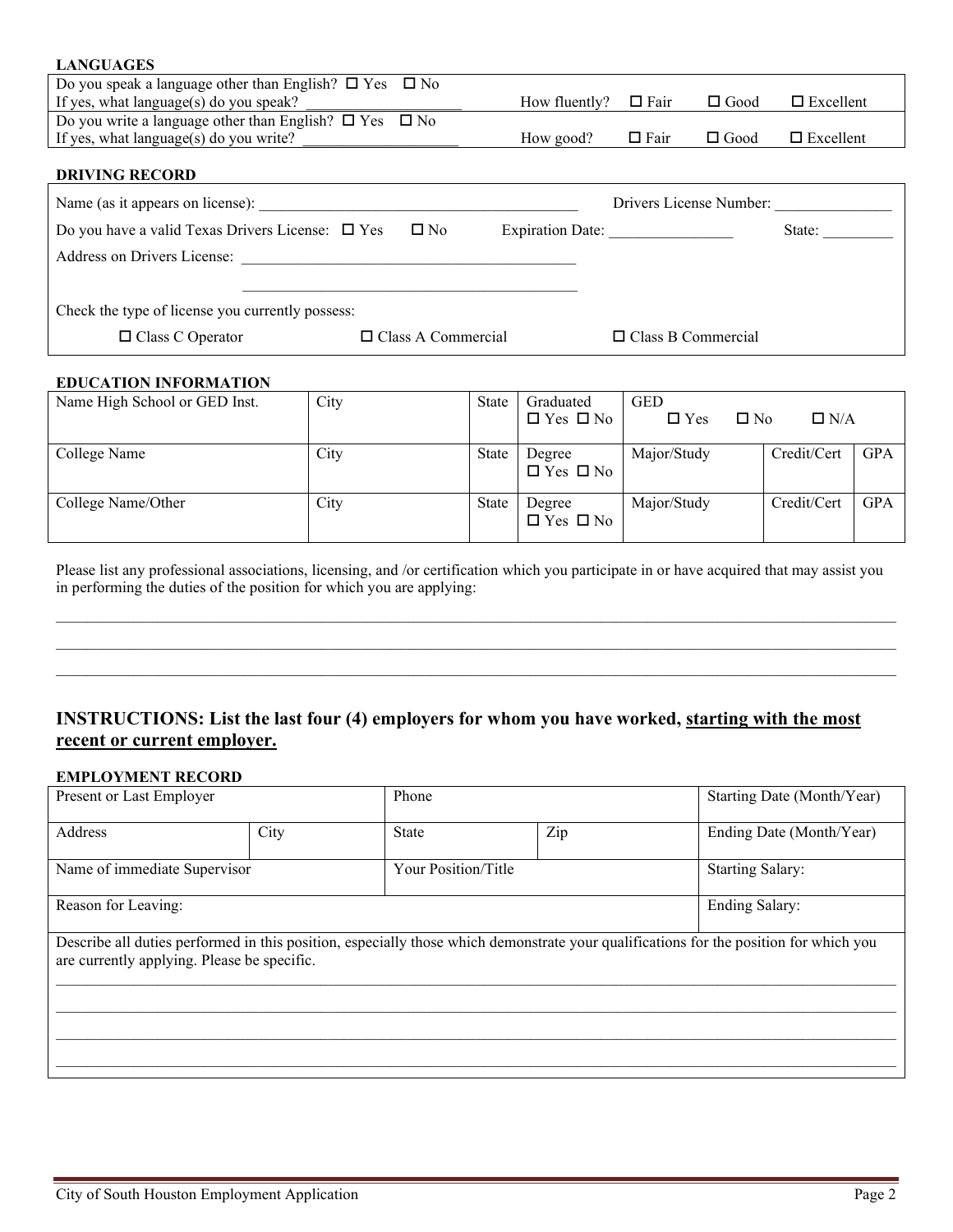**LANGUAGES**

| | | | | |
|---|---|---|---|---|
| Do you speak a language other than English? ☐ Yes ☐ No<br>If yes, what language(s) do you speak? ____________________ | How fluently? | ☐ Fair | ☐ Good | ☐ Excellent |
| Do you write a language other than English? ☐ Yes ☐ No<br>If yes, what language(s) do you write? ____________________ | How good? | ☐ Fair | ☐ Good | ☐ Excellent |

**DRIVING RECORD**

Name (as it appears on license): ________________________________________ Drivers License Number: _______________

Do you have a valid Texas Drivers License: ☐ Yes ☐ No Expiration Date: ________________ State: _________

Address on Drivers License: ____________________________________________

____________________________________________

Check the type of license you currently possess:

☐ Class C Operator ☐ Class A Commercial ☐ Class B Commercial

**EDUCATION INFORMATION**

| Name High School or GED Inst. | City | State | Graduated<br>☐ Yes ☐ No | GED<br>☐ Yes ☐ No ☐ N/A | | |
|---|---|---|---|---|---|---|
| College Name | City | State | Degree<br>☐ Yes ☐ No | Major/Study | Credit/Cert | GPA |
| College Name/Other | City | State | Degree<br>☐ Yes ☐ No | Major/Study | Credit/Cert | GPA |

Please list any professional associations, licensing, and /or certification which you participate in or have acquired that may assist you in performing the duties of the position for which you are applying:

______________________________________________________________________________________________

______________________________________________________________________________________________

______________________________________________________________________________________________

## INSTRUCTIONS: List the last four (4) employers for whom you have worked, starting with the most recent or current employer.

**EMPLOYMENT RECORD**

| Present or Last Employer | | Phone | | Starting Date (Month/Year) |
|---|---|---|---|---|
| Address | City | State | Zip | Ending Date (Month/Year) |
| Name of immediate Supervisor | | Your Position/Title | | Starting Salary: |
| Reason for Leaving: | | | | Ending Salary: |

Describe all duties performed in this position, especially those which demonstrate your qualifications for the position for which you are currently applying. Please be specific.

______________________________________________________________________________________________

______________________________________________________________________________________________

______________________________________________________________________________________________

______________________________________________________________________________________________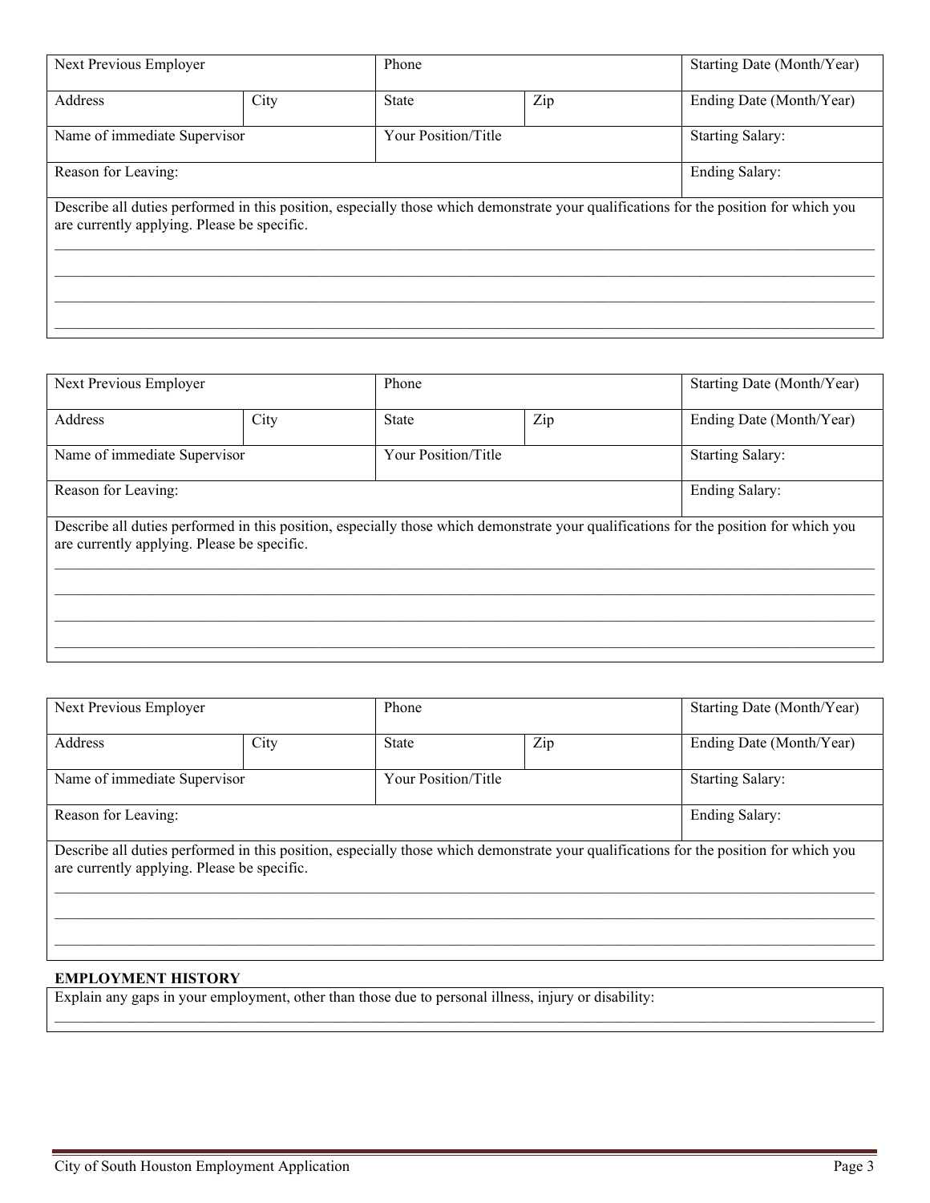| Next Previous Employer | | Phone | | Starting Date (Month/Year) |
|---|---|---|---|---|
| Address | City | State | Zip | Ending Date (Month/Year) |
| Name of immediate Supervisor | | Your Position/Title | | Starting Salary: |
| Reason for Leaving: | | | | Ending Salary: |

Describe all duties performed in this position, especially those which demonstrate your qualifications for the position for which you are currently applying. Please be specific.

______________________________________________________________________________

______________________________________________________________________________

______________________________________________________________________________

______________________________________________________________________________

| Next Previous Employer | | Phone | | Starting Date (Month/Year) |
|---|---|---|---|---|
| Address | City | State | Zip | Ending Date (Month/Year) |
| Name of immediate Supervisor | | Your Position/Title | | Starting Salary: |
| Reason for Leaving: | | | | Ending Salary: |

Describe all duties performed in this position, especially those which demonstrate your qualifications for the position for which you are currently applying. Please be specific.

______________________________________________________________________________

______________________________________________________________________________

______________________________________________________________________________

______________________________________________________________________________

| Next Previous Employer | | Phone | | Starting Date (Month/Year) |
|---|---|---|---|---|
| Address | City | State | Zip | Ending Date (Month/Year) |
| Name of immediate Supervisor | | Your Position/Title | | Starting Salary: |
| Reason for Leaving: | | | | Ending Salary: |

Describe all duties performed in this position, especially those which demonstrate your qualifications for the position for which you are currently applying. Please be specific.

______________________________________________________________________________

______________________________________________________________________________

______________________________________________________________________________

**EMPLOYMENT HISTORY**

Explain any gaps in your employment, other than those due to personal illness, injury or disability:

______________________________________________________________________________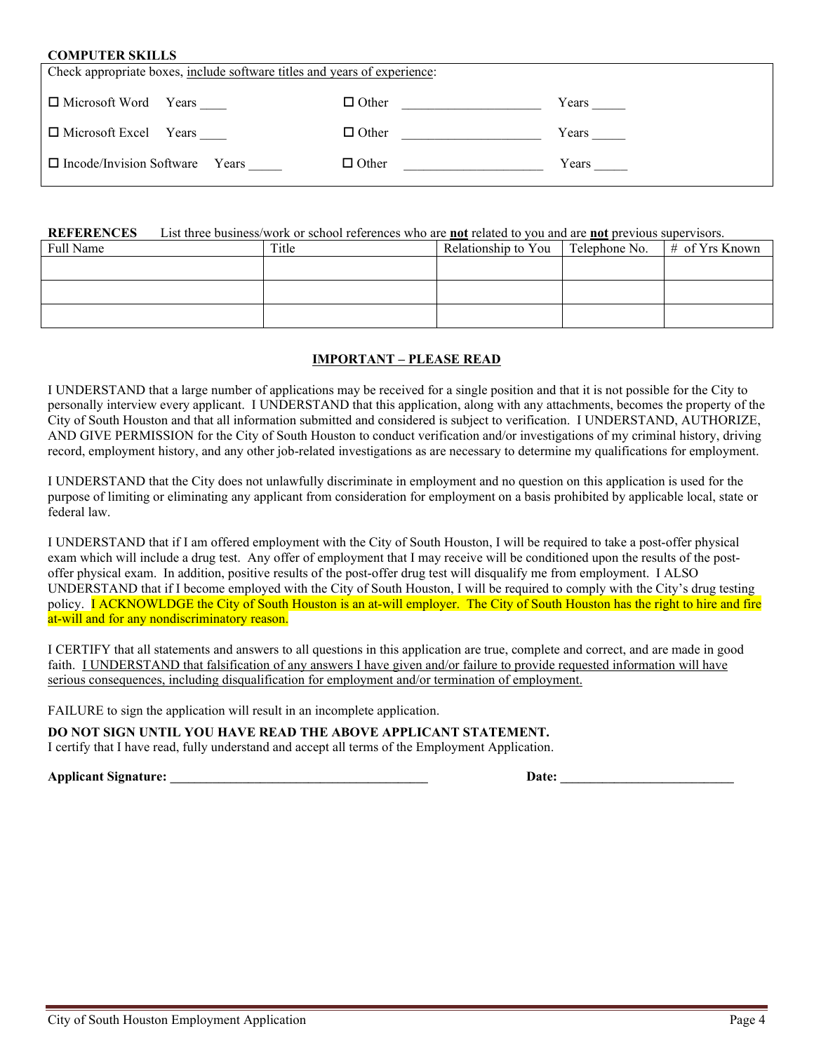**COMPUTER SKILLS**

Check appropriate boxes, include software titles and years of experience:

| | |
|---|---|
| ☐ Microsoft Word Years ____ | ☐ Other ____________________ Years _____ |
| ☐ Microsoft Excel Years ____ | ☐ Other ____________________ Years _____ |
| ☐ Incode/Invision Software Years _____ | ☐ Other ____________________ Years _____ |

**REFERENCES** List three business/work or school references who are **not** related to you and are **not** previous supervisors.

| Full Name | Title | Relationship to You | Telephone No. | # of Yrs Known |
|---|---|---|---|---|
| | | | | |
| | | | | |
| | | | | |

**IMPORTANT – PLEASE READ**

I UNDERSTAND that a large number of applications may be received for a single position and that it is not possible for the City to personally interview every applicant. I UNDERSTAND that this application, along with any attachments, becomes the property of the City of South Houston and that all information submitted and considered is subject to verification. I UNDERSTAND, AUTHORIZE, AND GIVE PERMISSION for the City of South Houston to conduct verification and/or investigations of my criminal history, driving record, employment history, and any other job-related investigations as are necessary to determine my qualifications for employment.

I UNDERSTAND that the City does not unlawfully discriminate in employment and no question on this application is used for the purpose of limiting or eliminating any applicant from consideration for employment on a basis prohibited by applicable local, state or federal law.

I UNDERSTAND that if I am offered employment with the City of South Houston, I will be required to take a post-offer physical exam which will include a drug test. Any offer of employment that I may receive will be conditioned upon the results of the post-offer physical exam. In addition, positive results of the post-offer drug test will disqualify me from employment. I ALSO UNDERSTAND that if I become employed with the City of South Houston, I will be required to comply with the City's drug testing policy. I ACKNOWLDGE the City of South Houston is an at-will employer. The City of South Houston has the right to hire and fire at-will and for any nondiscriminatory reason.

I CERTIFY that all statements and answers to all questions in this application are true, complete and correct, and are made in good faith. I UNDERSTAND that falsification of any answers I have given and/or failure to provide requested information will have serious consequences, including disqualification for employment and/or termination of employment.

FAILURE to sign the application will result in an incomplete application.

**DO NOT SIGN UNTIL YOU HAVE READ THE ABOVE APPLICANT STATEMENT.**
I certify that I have read, fully understand and accept all terms of the Employment Application.

**Applicant Signature: ______________________________________** **Date: __________________________**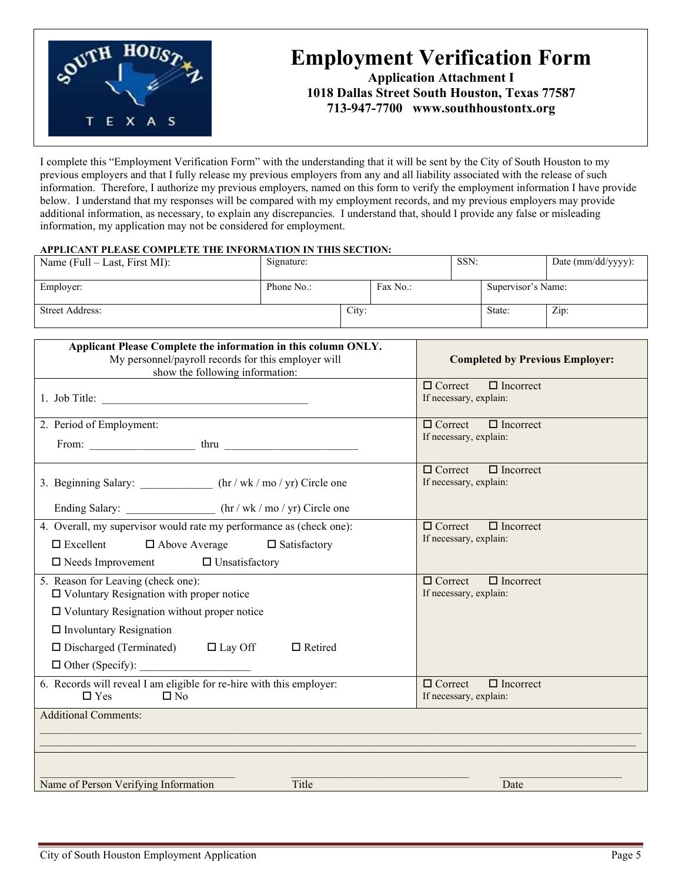# Employment Verification Form

**Application Attachment I**
**1018 Dallas Street South Houston, Texas 77587**
**713-947-7700 www.southhoustontx.org**

I complete this "Employment Verification Form" with the understanding that it will be sent by the City of South Houston to my previous employers and that I fully release my previous employers from any and all liability associated with the release of such information. Therefore, I authorize my previous employers, named on this form to verify the employment information I have provide below. I understand that my responses will be compared with my employment records, and my previous employers may provide additional information, as necessary, to explain any discrepancies. I understand that, should I provide any false or misleading information, my application may not be considered for employment.

**APPLICANT PLEASE COMPLETE THE INFORMATION IN THIS SECTION:**

| Name (Full – Last, First MI): | Signature: | | SSN: | Date (mm/dd/yyyy): |
|---|---|---|---|---|
| Employer: | Phone No.: | Fax No.: | Supervisor's Name: | |
| Street Address: | City: | | State: | Zip: |

| **Applicant Please Complete the information in this column ONLY.** My personnel/payroll records for this employer will show the following information: | **Completed by Previous Employer:** |
|---|---|
| 1. Job Title: ____________________________________ | ☐ Correct ☐ Incorrect<br>If necessary, explain: |
| 2. Period of Employment:<br>From: ___________________ thru ________________________ | ☐ Correct ☐ Incorrect<br>If necessary, explain: |
| 3. Beginning Salary: _____________ (hr / wk / mo / yr) Circle one<br>Ending Salary: ________________ (hr / wk / mo / yr) Circle one | ☐ Correct ☐ Incorrect<br>If necessary, explain: |
| 4. Overall, my supervisor would rate my performance as (check one):<br>☐ Excellent ☐ Above Average ☐ Satisfactory<br>☐ Needs Improvement ☐ Unsatisfactory | ☐ Correct ☐ Incorrect<br>If necessary, explain: |
| 5. Reason for Leaving (check one):<br>☐ Voluntary Resignation with proper notice<br>☐ Voluntary Resignation without proper notice<br>☐ Involuntary Resignation<br>☐ Discharged (Terminated) ☐ Lay Off ☐ Retired<br>☐ Other (Specify): ____________________ | ☐ Correct ☐ Incorrect<br>If necessary, explain: |
| 6. Records will reveal I am eligible for re-hire with this employer:<br>☐ Yes ☐ No | ☐ Correct ☐ Incorrect<br>If necessary, explain: |

Additional Comments:

______________________________________________________________________________________________

______________________________________________________________________________________________

_________________________________ _________________________________ ______________________

Name of Person Verifying Information Title Date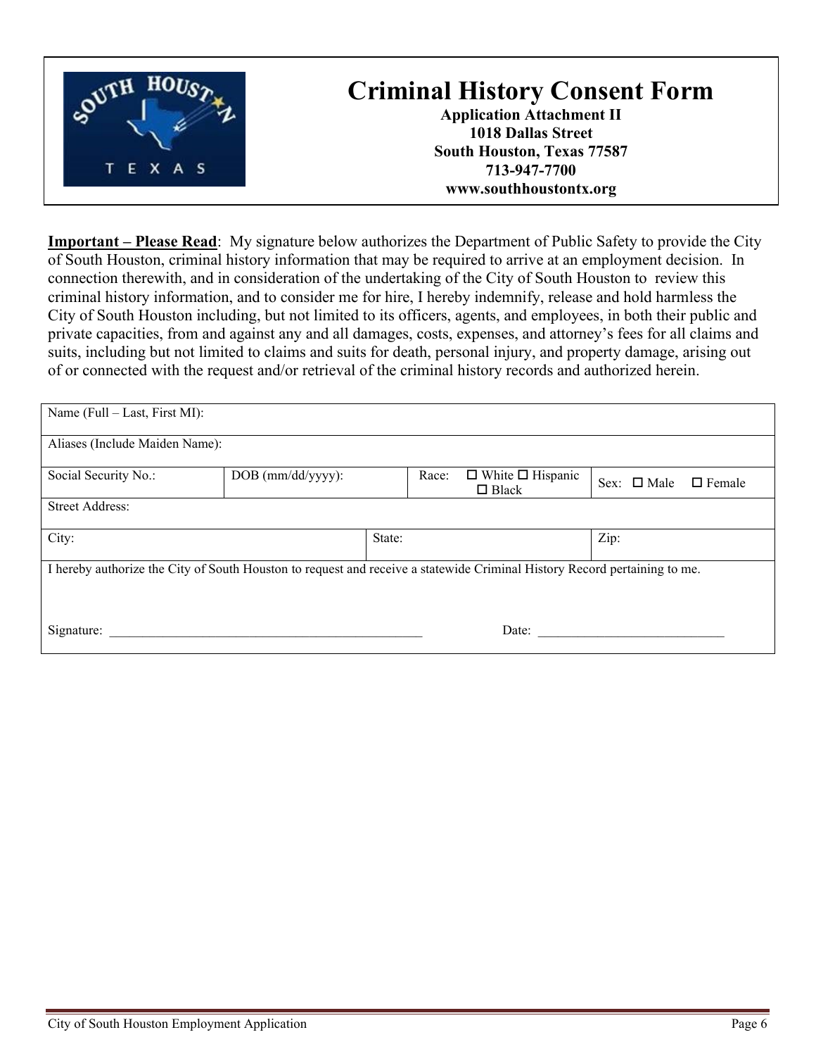# Criminal History Consent Form

**Application Attachment II**
**1018 Dallas Street**
**South Houston, Texas 77587**
**713-947-7700**
**www.southhoustontx.org**

**Important – Please Read**: My signature below authorizes the Department of Public Safety to provide the City of South Houston, criminal history information that may be required to arrive at an employment decision. In connection therewith, and in consideration of the undertaking of the City of South Houston to review this criminal history information, and to consider me for hire, I hereby indemnify, release and hold harmless the City of South Houston including, but not limited to its officers, agents, and employees, in both their public and private capacities, from and against any and all damages, costs, expenses, and attorney's fees for all claims and suits, including but not limited to claims and suits for death, personal injury, and property damage, arising out of or connected with the request and/or retrieval of the criminal history records and authorized herein.

| Name (Full – Last, First MI): | | | |
|---|---|---|---|
| Aliases (Include Maiden Name): | | | |
| Social Security No.: | DOB (mm/dd/yyyy): | Race: ☐ White ☐ Hispanic ☐ Black | Sex: ☐ Male ☐ Female |
| Street Address: | | | |
| City: | State: | | Zip: |

I hereby authorize the City of South Houston to request and receive a statewide Criminal History Record pertaining to me.

Signature: ______________________________________________ Date: ____________________________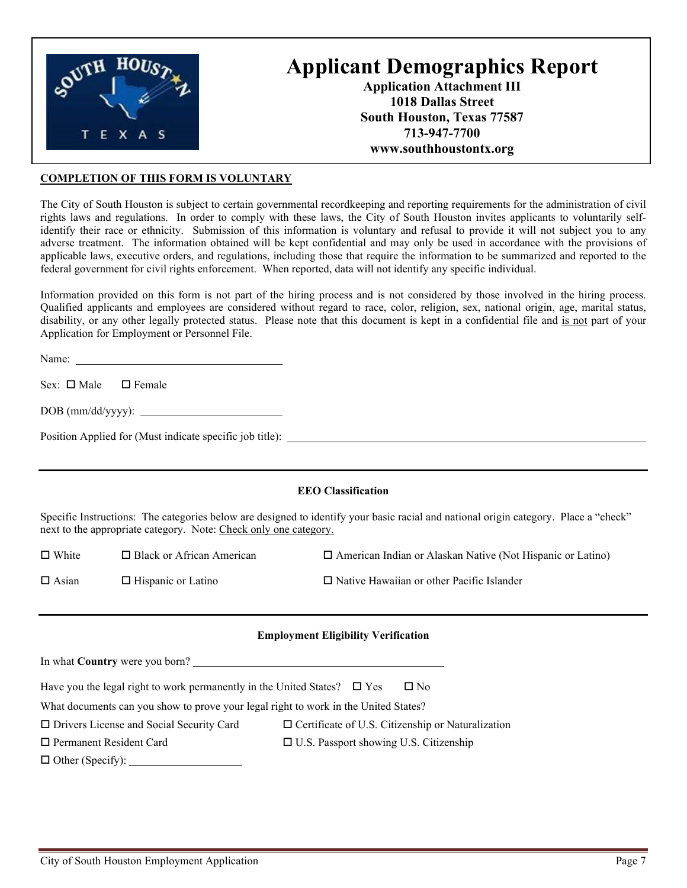# Applicant Demographics Report

**Application Attachment III**
**1018 Dallas Street**
**South Houston, Texas 77587**
**713-947-7700**
**www.southhoustontx.org**

**COMPLETION OF THIS FORM IS VOLUNTARY**

The City of South Houston is subject to certain governmental recordkeeping and reporting requirements for the administration of civil rights laws and regulations. In order to comply with these laws, the City of South Houston invites applicants to voluntarily self-identify their race or ethnicity. Submission of this information is voluntary and refusal to provide it will not subject you to any adverse treatment. The information obtained will be kept confidential and may only be used in accordance with the provisions of applicable laws, executive orders, and regulations, including those that require the information to be summarized and reported to the federal government for civil rights enforcement. When reported, data will not identify any specific individual.

Information provided on this form is not part of the hiring process and is not considered by those involved in the hiring process. Qualified applicants and employees are considered without regard to race, color, religion, sex, national origin, age, marital status, disability, or any other legally protected status. Please note that this document is kept in a confidential file and is not part of your Application for Employment or Personnel File.

Name: ____________________

Sex: ☐ Male ☐ Female

DOB (mm/dd/yyyy): ____________________

Position Applied for (Must indicate specific job title): ____________________

---

**EEO Classification**

Specific Instructions: The categories below are designed to identify your basic racial and national origin category. Place a "check" next to the appropriate category. Note: Check only one category.

☐ White ☐ Black or African American ☐ American Indian or Alaskan Native (Not Hispanic or Latino)

☐ Asian ☐ Hispanic or Latino ☐ Native Hawaiian or other Pacific Islander

---

**Employment Eligibility Verification**

In what **Country** were you born? ____________________

Have you the legal right to work permanently in the United States? ☐ Yes ☐ No

What documents can you show to prove your legal right to work in the United States?

☐ Drivers License and Social Security Card ☐ Certificate of U.S. Citizenship or Naturalization

☐ Permanent Resident Card ☐ U.S. Passport showing U.S. Citizenship

☐ Other (Specify): ____________________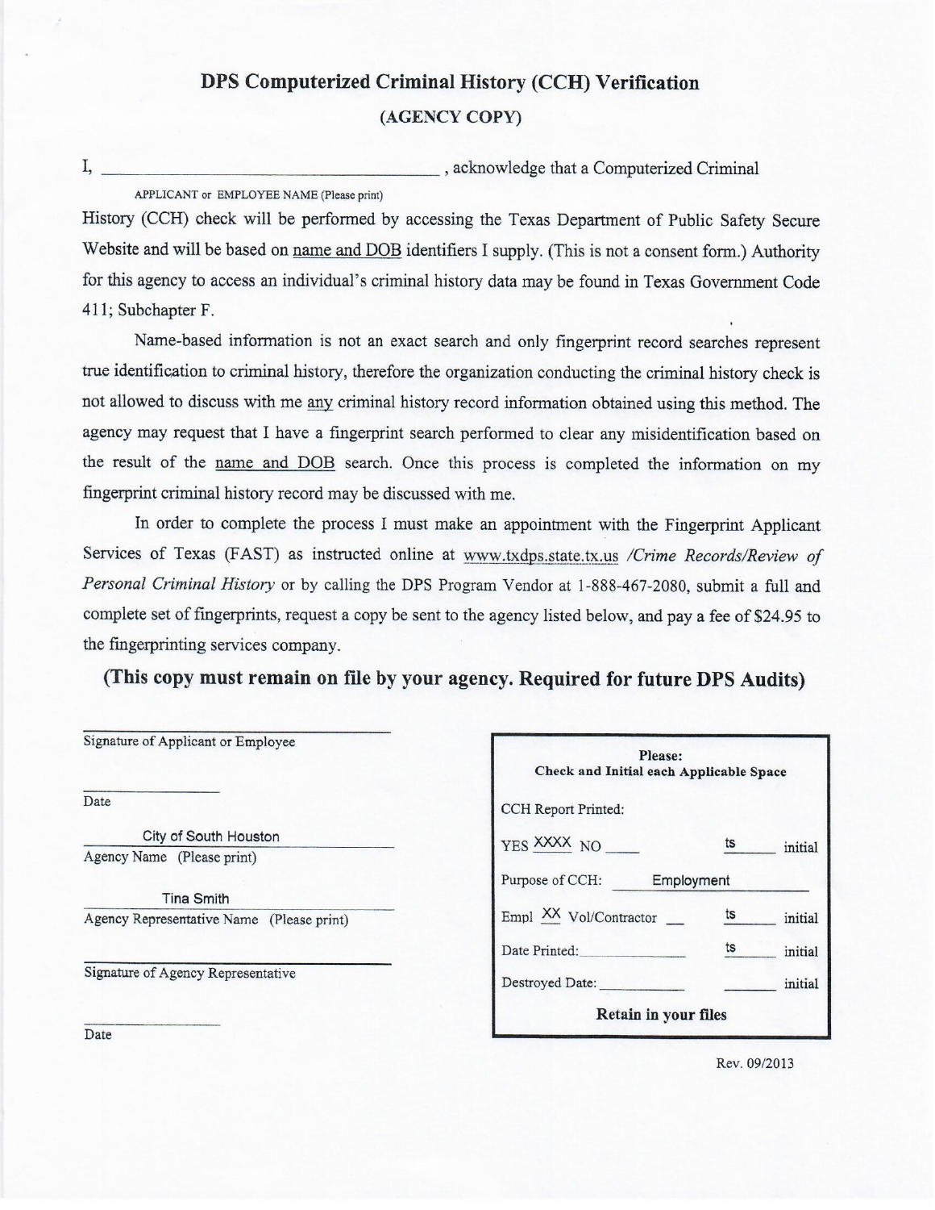# DPS Computerized Criminal History (CCH) Verification

## (AGENCY COPY)

I, ______________________________________ , acknowledge that a Computerized Criminal

APPLICANT or EMPLOYEE NAME (Please print)

History (CCH) check will be performed by accessing the Texas Department of Public Safety Secure Website and will be based on name and DOB identifiers I supply. (This is not a consent form.) Authority for this agency to access an individual's criminal history data may be found in Texas Government Code 411; Subchapter F.

Name-based information is not an exact search and only fingerprint record searches represent true identification to criminal history, therefore the organization conducting the criminal history check is not allowed to discuss with me any criminal history record information obtained using this method. The agency may request that I have a fingerprint search performed to clear any misidentification based on the result of the name and DOB search. Once this process is completed the information on my fingerprint criminal history record may be discussed with me.

In order to complete the process I must make an appointment with the Fingerprint Applicant Services of Texas (FAST) as instructed online at www.txdps.state.tx.us */Crime Records/Review of Personal Criminal History* or by calling the DPS Program Vendor at 1-888-467-2080, submit a full and complete set of fingerprints, request a copy be sent to the agency listed below, and pay a fee of $24.95 to the fingerprinting services company.

**(This copy must remain on file by your agency. Required for future DPS Audits)**

______________________________________
Signature of Applicant or Employee

______________
Date

City of South Houston
Agency Name (Please print)

Tina Smith
Agency Representative Name (Please print)

______________________________________
Signature of Agency Representative

______________
Date

**Please:**
**Check and Initial each Applicable Space**

CCH Report Printed:

YES XXXX NO ____ ts ____ initial

Purpose of CCH: Employment

Empl XX Vol/Contractor __ ts ____ initial

Date Printed: ____________ ts ____ initial

Destroyed Date: ____________ ____ initial

**Retain in your files**

Rev. 09/2013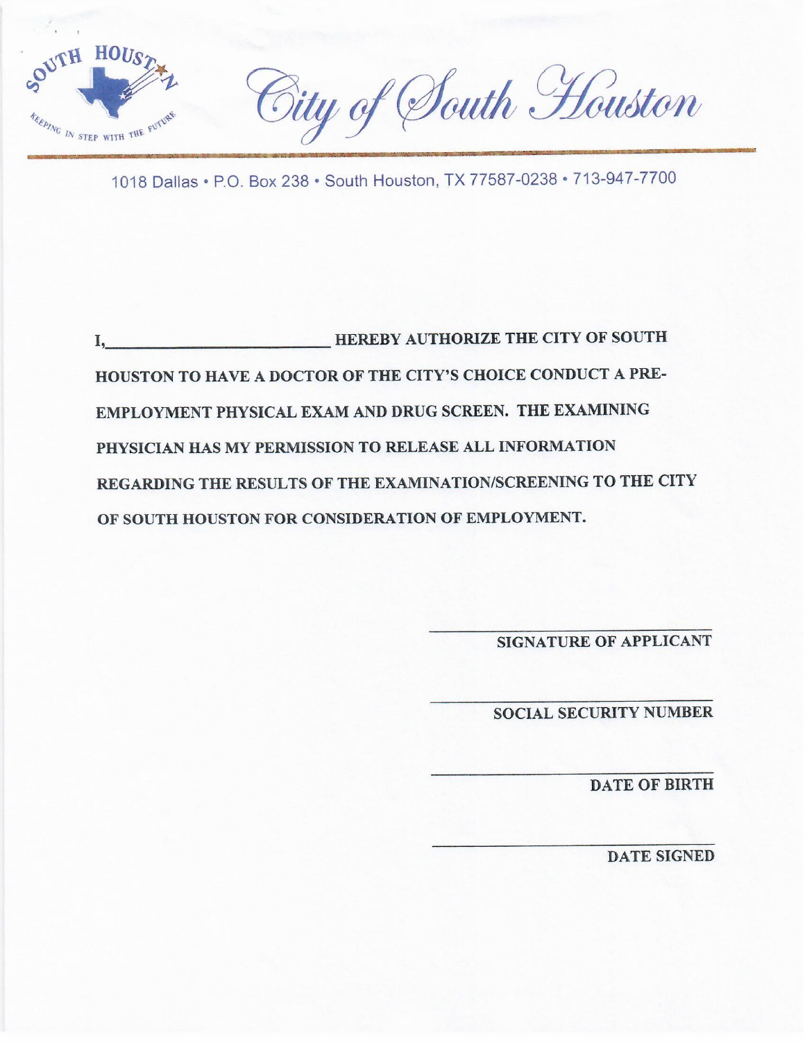SOUTH HOUSTON
KEEPING IN STEP WITH THE FUTURE

# City of South Houston

1018 Dallas • P.O. Box 238 • South Houston, TX 77587-0238 • 713-947-7700

**I,\_\_\_\_\_\_\_\_\_\_\_\_\_\_\_\_\_\_\_\_\_\_\_\_\_\_\_\_ HEREBY AUTHORIZE THE CITY OF SOUTH HOUSTON TO HAVE A DOCTOR OF THE CITY'S CHOICE CONDUCT A PRE-EMPLOYMENT PHYSICAL EXAM AND DRUG SCREEN. THE EXAMINING PHYSICIAN HAS MY PERMISSION TO RELEASE ALL INFORMATION REGARDING THE RESULTS OF THE EXAMINATION/SCREENING TO THE CITY OF SOUTH HOUSTON FOR CONSIDERATION OF EMPLOYMENT.**

\_\_\_\_\_\_\_\_\_\_\_\_\_\_\_\_\_\_\_\_\_\_\_\_\_\_\_\_

**SIGNATURE OF APPLICANT**

\_\_\_\_\_\_\_\_\_\_\_\_\_\_\_\_\_\_\_\_\_\_\_\_\_\_\_\_

**SOCIAL SECURITY NUMBER**

\_\_\_\_\_\_\_\_\_\_\_\_\_\_\_\_\_\_\_\_\_\_\_\_\_\_\_\_

**DATE OF BIRTH**

\_\_\_\_\_\_\_\_\_\_\_\_\_\_\_\_\_\_\_\_\_\_\_\_\_\_\_\_

**DATE SIGNED**